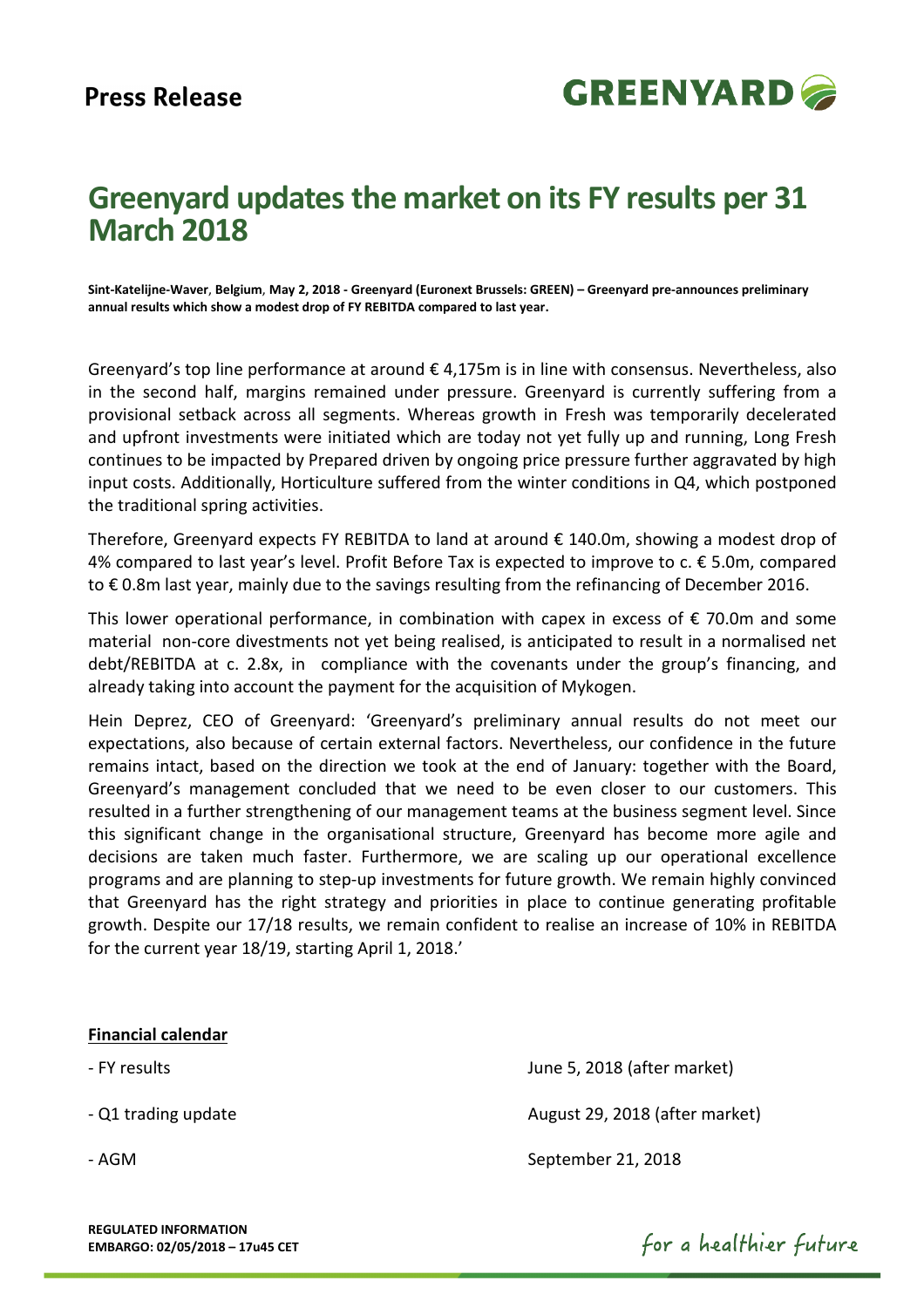**Press Release**

# Greenyard updates the market on its FY results per 31 March 2018

**Sint-Katelijne-Waver, Belgium, May 2, 2018 - Greenyard (Euronext Brussels: GREEN) – Greenyard pre-announces preliminary annual results which show a modest drop of FY REBITDA compared to last year.**

Greenyard's top line performance at around € 4,175m is in line with consensus. Nevertheless, also in the second half, margins remained under pressure. Greenyard is currently suffering from a provisional setback across all segments. Whereas growth in Fresh was temporarily decelerated and upfront investments were initiated which are today not yet fully up and running, Long Fresh continues to be impacted by Prepared driven by ongoing price pressure further aggravated by high input costs. Additionally, Horticulture suffered from the winter conditions in Q4, which postponed the traditional spring activities.

Therefore, Greenyard expects FY REBITDA to land at around € 140.0m, showing a modest drop of 4% compared to last year's level. Profit Before Tax is expected to improve to c. € 5.0m, compared to € 0.8m last year, mainly due to the savings resulting from the refinancing of December 2016.

This lower operational performance, in combination with capex in excess of € 70.0m and some material non-core divestments not yet being realised, is anticipated to result in a normalised net debt/REBITDA at c. 2.8x, in compliance with the covenants under the group's financing, and already taking into account the payment for the acquisition of Mykogen.

Hein Deprez, CEO of Greenyard: 'Greenyard's preliminary annual results do not meet our expectations, also because of certain external factors. Nevertheless, our confidence in the future remains intact, based on the direction we took at the end of January: together with the Board, Greenyard's management concluded that we need to be even closer to our customers. This resulted in a further strengthening of our management teams at the business segment level. Since this significant change in the organisational structure, Greenyard has become more agile and decisions are taken much faster. Furthermore, we are scaling up our operational excellence programs and are planning to step-up investments for future growth. We remain highly convinced that Greenyard has the right strategy and priorities in place to continue generating profitable growth. Despite our 17/18 results, we remain confident to realise an increase of 10% in REBITDA for the current year 18/19, starting April 1, 2018.'

**Financial calendar**

| | |
|---|---|
| - FY results | June 5, 2018 (after market) |
| - Q1 trading update | August 29, 2018 (after market) |
| - AGM | September 21, 2018 |

**REGULATED INFORMATION**
**EMBARGO: 02/05/2018 – 17u45 CET**

*for a healthier future*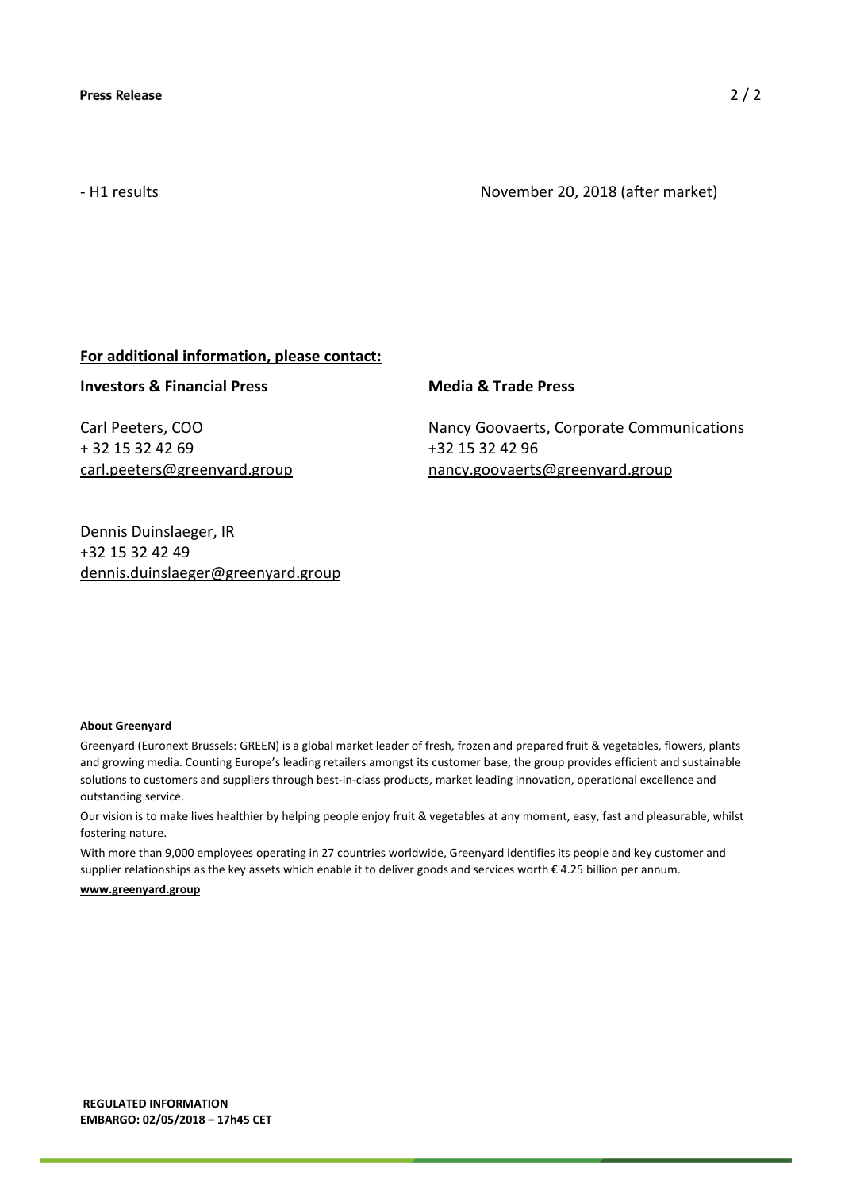- H1 results November 20, 2018 (after market)

**For additional information, please contact:**

**Investors & Financial Press**

Carl Peeters, COO
+ 32 15 32 42 69
carl.peeters@greenyard.group

Dennis Duinslaeger, IR
+32 15 32 42 49
dennis.duinslaeger@greenyard.group

**Media & Trade Press**

Nancy Goovaerts, Corporate Communications
+32 15 32 42 96
nancy.goovaerts@greenyard.group

**About Greenyard**

Greenyard (Euronext Brussels: GREEN) is a global market leader of fresh, frozen and prepared fruit & vegetables, flowers, plants and growing media. Counting Europe's leading retailers amongst its customer base, the group provides efficient and sustainable solutions to customers and suppliers through best-in-class products, market leading innovation, operational excellence and outstanding service.

Our vision is to make lives healthier by helping people enjoy fruit & vegetables at any moment, easy, fast and pleasurable, whilst fostering nature.

With more than 9,000 employees operating in 27 countries worldwide, Greenyard identifies its people and key customer and supplier relationships as the key assets which enable it to deliver goods and services worth € 4.25 billion per annum.

**www.greenyard.group**

**REGULATED INFORMATION**
**EMBARGO: 02/05/2018 – 17h45 CET**